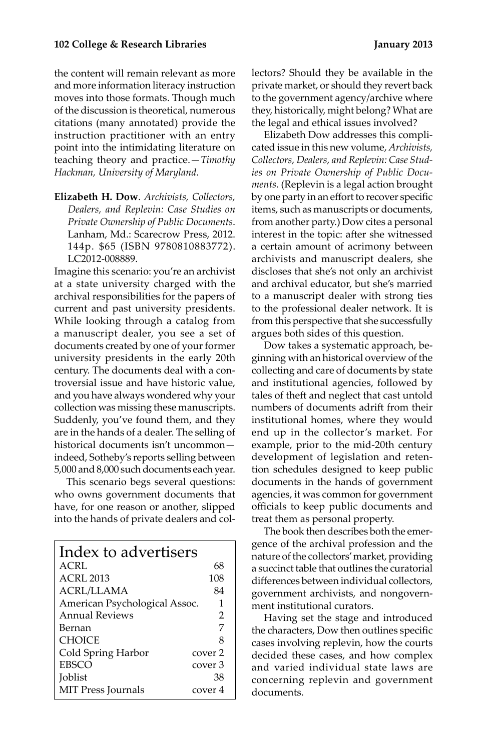the content will remain relevant as more and more information literacy instruction moves into those formats. Though much of the discussion is theoretical, numerous citations (many annotated) provide the instruction practitioner with an entry point into the intimidating literature on teaching theory and practice.—*Timothy Hackman, University of Maryland*.

**Elizabeth H. Dow**. *Archivists, Collectors, Dealers, and Replevin: Case Studies on Private Ownership of Public Documents*. Lanham, Md.: Scarecrow Press, 2012. 144p. $65 (ISBN 9780810883772). LC2012-008889.

Imagine this scenario: you're an archivist at a state university charged with the archival responsibilities for the papers of current and past university presidents. While looking through a catalog from a manuscript dealer, you see a set of documents created by one of your former university presidents in the early 20th century. The documents deal with a controversial issue and have historic value, and you have always wondered why your collection was missing these manuscripts. Suddenly, you've found them, and they are in the hands of a dealer. The selling of historical documents isn't uncommon—indeed, Sotheby's reports selling between 5,000 and 8,000 such documents each year.

This scenario begs several questions: who owns government documents that have, for one reason or another, slipped into the hands of private dealers and collectors? Should they be available in the private market, or should they revert back to the government agency/archive where they, historically, might belong? What are the legal and ethical issues involved?

Elizabeth Dow addresses this complicated issue in this new volume, *Archivists, Collectors, Dealers, and Replevin: Case Studies on Private Ownership of Public Documents*. (Replevin is a legal action brought by one party in an effort to recover specific items, such as manuscripts or documents, from another party.) Dow cites a personal interest in the topic: after she witnessed a certain amount of acrimony between archivists and manuscript dealers, she discloses that she's not only an archivist and archival educator, but she's married to a manuscript dealer with strong ties to the professional dealer network. It is from this perspective that she successfully argues both sides of this question.

Dow takes a systematic approach, beginning with an historical overview of the collecting and care of documents by state and institutional agencies, followed by tales of theft and neglect that cast untold numbers of documents adrift from their institutional homes, where they would end up in the collector's market. For example, prior to the mid-20th century development of legislation and retention schedules designed to keep public documents in the hands of government agencies, it was common for government officials to keep public documents and treat them as personal property.

The book then describes both the emergence of the archival profession and the nature of the collectors' market, providing a succinct table that outlines the curatorial differences between individual collectors, government archivists, and nongovernment institutional curators.

Having set the stage and introduced the characters, Dow then outlines specific cases involving replevin, how the courts decided these cases, and how complex and varied individual state laws are concerning replevin and government documents.

## Index to advertisers

| Advertiser | Page |
|---|---|
| ACRL | 68 |
| ACRL 2013 | 108 |
| ACRL/LLAMA | 84 |
| American Psychological Assoc. | 1 |
| Annual Reviews | 2 |
| Bernan | 7 |
| CHOICE | 8 |
| Cold Spring Harbor | cover 2 |
| EBSCO | cover 3 |
| Joblist | 38 |
| MIT Press Journals | cover 4 |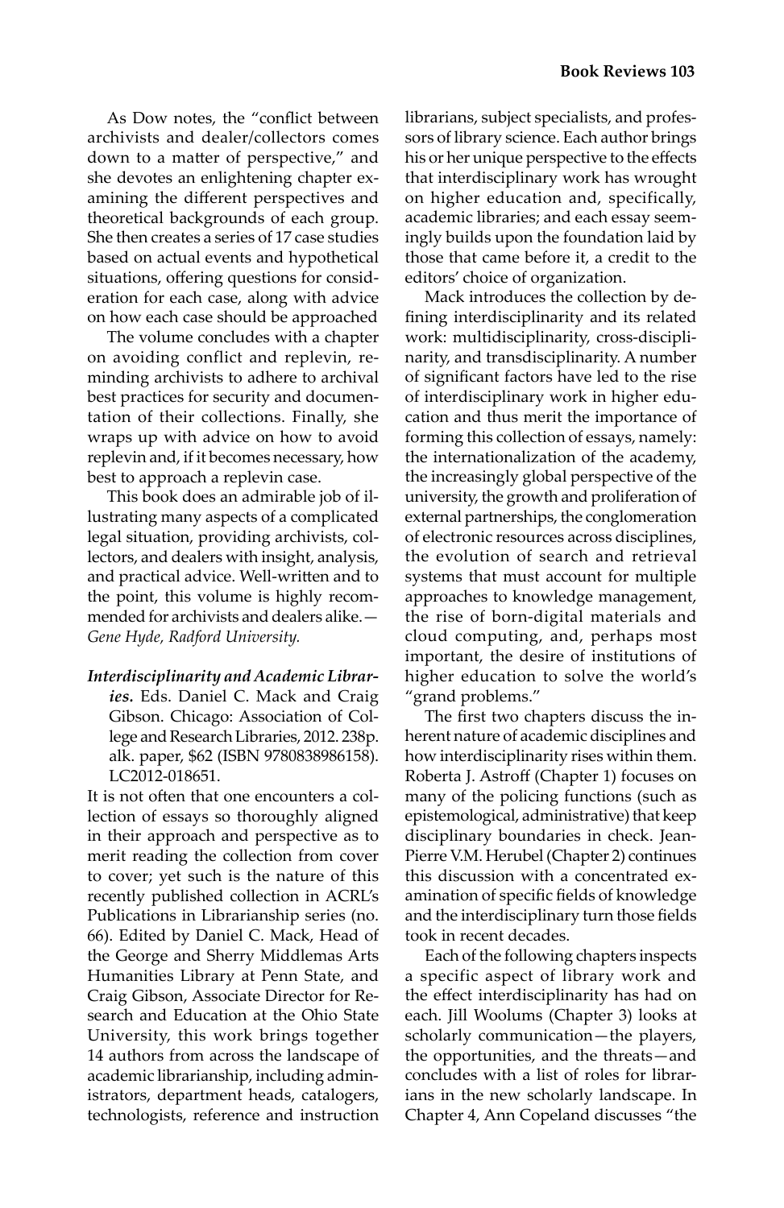As Dow notes, the "conflict between archivists and dealer/collectors comes down to a matter of perspective," and she devotes an enlightening chapter examining the different perspectives and theoretical backgrounds of each group. She then creates a series of 17 case studies based on actual events and hypothetical situations, offering questions for consideration for each case, along with advice on how each case should be approached

The volume concludes with a chapter on avoiding conflict and replevin, reminding archivists to adhere to archival best practices for security and documentation of their collections. Finally, she wraps up with advice on how to avoid replevin and, if it becomes necessary, how best to approach a replevin case.

This book does an admirable job of illustrating many aspects of a complicated legal situation, providing archivists, collectors, and dealers with insight, analysis, and practical advice. Well-written and to the point, this volume is highly recommended for archivists and dealers alike.—*Gene Hyde, Radford University.*

***Interdisciplinarity and Academic Libraries.*** Eds. Daniel C. Mack and Craig Gibson. Chicago: Association of College and Research Libraries, 2012. 238p. alk. paper, $62 (ISBN 9780838986158). LC2012-018651.

It is not often that one encounters a collection of essays so thoroughly aligned in their approach and perspective as to merit reading the collection from cover to cover; yet such is the nature of this recently published collection in ACRL's Publications in Librarianship series (no. 66). Edited by Daniel C. Mack, Head of the George and Sherry Middlemas Arts Humanities Library at Penn State, and Craig Gibson, Associate Director for Research and Education at the Ohio State University, this work brings together 14 authors from across the landscape of academic librarianship, including administrators, department heads, catalogers, technologists, reference and instruction librarians, subject specialists, and professors of library science. Each author brings his or her unique perspective to the effects that interdisciplinary work has wrought on higher education and, specifically, academic libraries; and each essay seemingly builds upon the foundation laid by those that came before it, a credit to the editors' choice of organization.

Mack introduces the collection by defining interdisciplinarity and its related work: multidisciplinarity, cross-disciplinarity, and transdisciplinarity. A number of significant factors have led to the rise of interdisciplinary work in higher education and thus merit the importance of forming this collection of essays, namely: the internationalization of the academy, the increasingly global perspective of the university, the growth and proliferation of external partnerships, the conglomeration of electronic resources across disciplines, the evolution of search and retrieval systems that must account for multiple approaches to knowledge management, the rise of born-digital materials and cloud computing, and, perhaps most important, the desire of institutions of higher education to solve the world's "grand problems."

The first two chapters discuss the inherent nature of academic disciplines and how interdisciplinarity rises within them. Roberta J. Astroff (Chapter 1) focuses on many of the policing functions (such as epistemological, administrative) that keep disciplinary boundaries in check. Jean-Pierre V.M. Herubel (Chapter 2) continues this discussion with a concentrated examination of specific fields of knowledge and the interdisciplinary turn those fields took in recent decades.

Each of the following chapters inspects a specific aspect of library work and the effect interdisciplinarity has had on each. Jill Woolums (Chapter 3) looks at scholarly communication—the players, the opportunities, and the threats—and concludes with a list of roles for librarians in the new scholarly landscape. In Chapter 4, Ann Copeland discusses "the